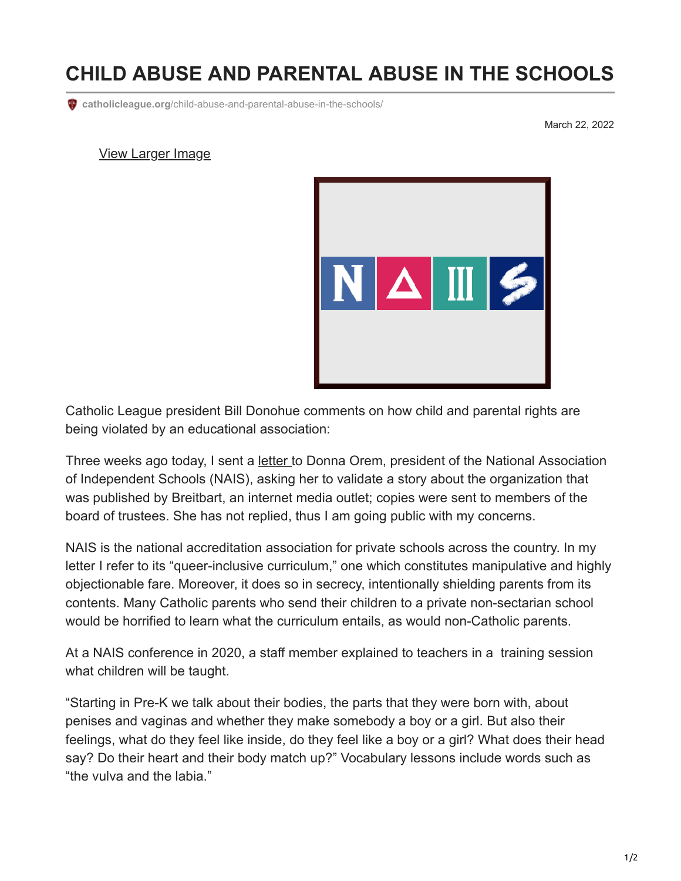# CHILD ABUSE AND PARENTAL ABUSE IN THE SCHOOLS

catholicleague.org/child-abuse-and-parental-abuse-in-the-schools/

March 22, 2022

View Larger Image

Catholic League president Bill Donohue comments on how child and parental rights are being violated by an educational association:

Three weeks ago today, I sent a letter to Donna Orem, president of the National Association of Independent Schools (NAIS), asking her to validate a story about the organization that was published by Breitbart, an internet media outlet; copies were sent to members of the board of trustees. She has not replied, thus I am going public with my concerns.

NAIS is the national accreditation association for private schools across the country. In my letter I refer to its "queer-inclusive curriculum," one which constitutes manipulative and highly objectionable fare. Moreover, it does so in secrecy, intentionally shielding parents from its contents. Many Catholic parents who send their children to a private non-sectarian school would be horrified to learn what the curriculum entails, as would non-Catholic parents.

At a NAIS conference in 2020, a staff member explained to teachers in a training session what children will be taught.

"Starting in Pre-K we talk about their bodies, the parts that they were born with, about penises and vaginas and whether they make somebody a boy or a girl. But also their feelings, what do they feel like inside, do they feel like a boy or a girl? What does their head say? Do their heart and their body match up?" Vocabulary lessons include words such as "the vulva and the labia."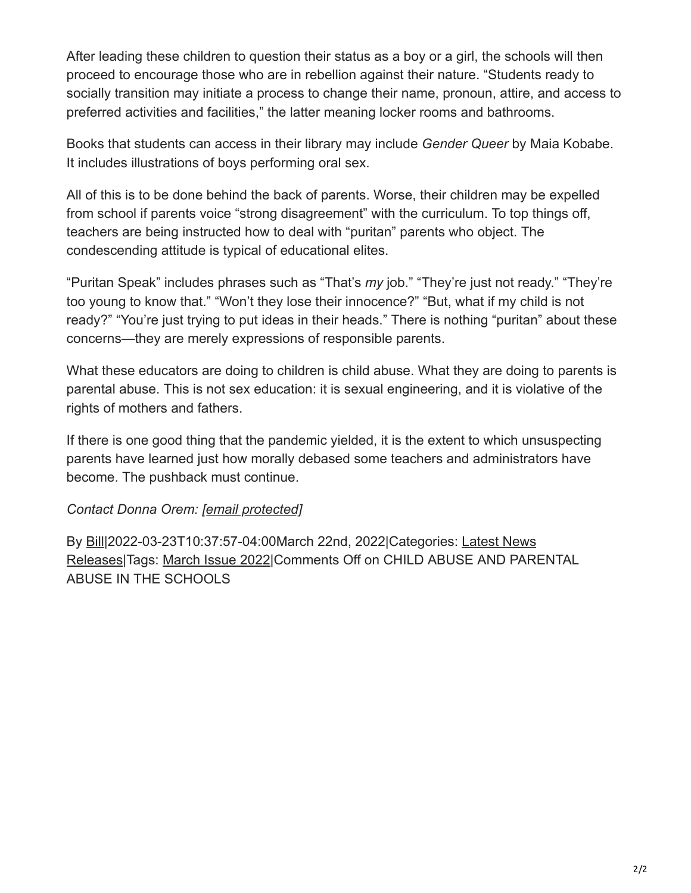After leading these children to question their status as a boy or a girl, the schools will then proceed to encourage those who are in rebellion against their nature. "Students ready to socially transition may initiate a process to change their name, pronoun, attire, and access to preferred activities and facilities," the latter meaning locker rooms and bathrooms.

Books that students can access in their library may include *Gender Queer* by Maia Kobabe. It includes illustrations of boys performing oral sex.

All of this is to be done behind the back of parents. Worse, their children may be expelled from school if parents voice "strong disagreement" with the curriculum. To top things off, teachers are being instructed how to deal with "puritan" parents who object. The condescending attitude is typical of educational elites.

"Puritan Speak" includes phrases such as "That's *my* job." "They're just not ready." "They're too young to know that." "Won't they lose their innocence?" "But, what if my child is not ready?" "You're just trying to put ideas in their heads." There is nothing "puritan" about these concerns—they are merely expressions of responsible parents.

What these educators are doing to children is child abuse. What they are doing to parents is parental abuse. This is not sex education: it is sexual engineering, and it is violative of the rights of mothers and fathers.

If there is one good thing that the pandemic yielded, it is the extent to which unsuspecting parents have learned just how morally debased some teachers and administrators have become. The pushback must continue.

*Contact Donna Orem: [email protected]*

By Bill|2022-03-23T10:37:57-04:00March 22nd, 2022|Categories: Latest News Releases|Tags: March Issue 2022|Comments Off on CHILD ABUSE AND PARENTAL ABUSE IN THE SCHOOLS